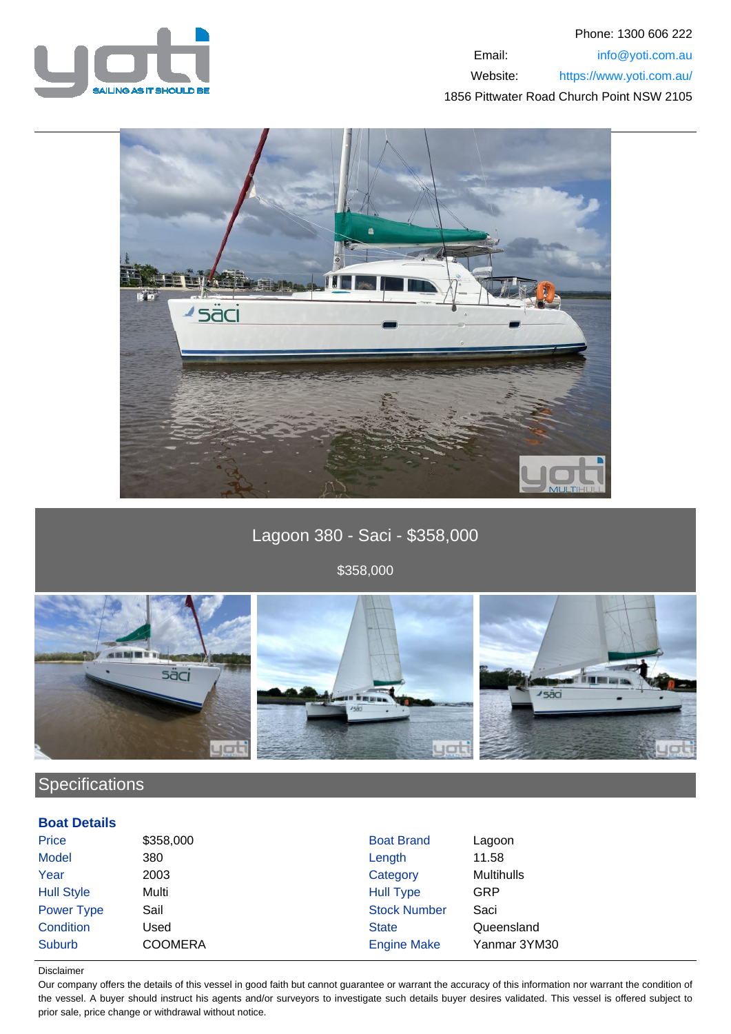Phone: 1300 606 222

Email: info@yoti.com.au

Website: https://www.yoti.com.au/

1856 Pittwater Road Church Point NSW 2105

# Lagoon 380 - Saci - $358,000

$358,000

## Specifications

### Boat Details

| | | | |
|---|---|---|---|
| Price | $358,000 | Boat Brand | Lagoon |
| Model | 380 | Length | 11.58 |
| Year | 2003 | Category | Multihulls |
| Hull Style | Multi | Hull Type | GRP |
| Power Type | Sail | Stock Number | Saci |
| Condition | Used | State | Queensland |
| Suburb | COOMERA | Engine Make | Yanmar 3YM30 |

Disclaimer

Our company offers the details of this vessel in good faith but cannot guarantee or warrant the accuracy of this information nor warrant the condition of the vessel. A buyer should instruct his agents and/or surveyors to investigate such details buyer desires validated. This vessel is offered subject to prior sale, price change or withdrawal without notice.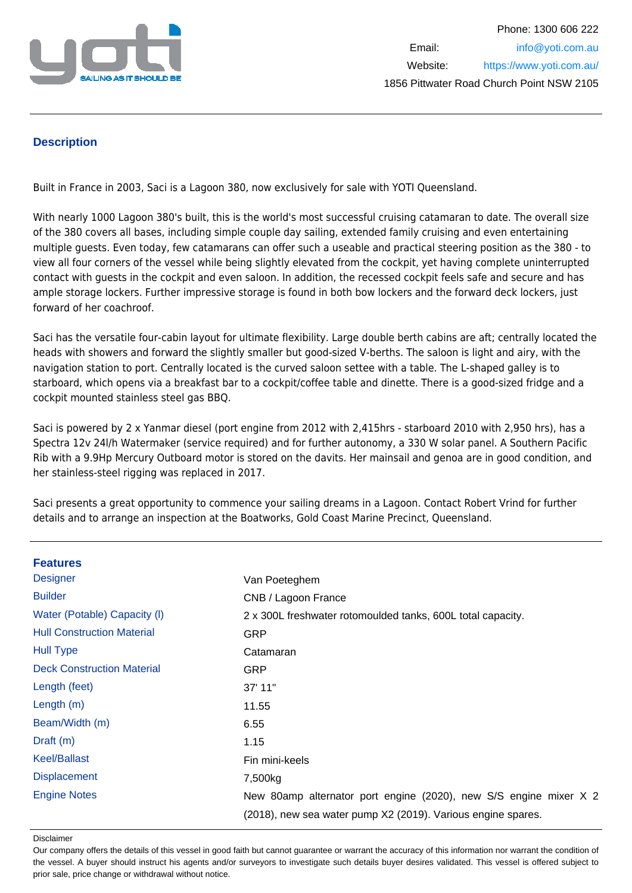Phone: 1300 606 222

Email: info@yoti.com.au

Website: https://www.yoti.com.au/

1856 Pittwater Road Church Point NSW 2105

## Description

Built in France in 2003, Saci is a Lagoon 380, now exclusively for sale with YOTI Queensland.

With nearly 1000 Lagoon 380's built, this is the world's most successful cruising catamaran to date. The overall size of the 380 covers all bases, including simple couple day sailing, extended family cruising and even entertaining multiple guests. Even today, few catamarans can offer such a useable and practical steering position as the 380 - to view all four corners of the vessel while being slightly elevated from the cockpit, yet having complete uninterrupted contact with guests in the cockpit and even saloon. In addition, the recessed cockpit feels safe and secure and has ample storage lockers. Further impressive storage is found in both bow lockers and the forward deck lockers, just forward of her coachroof.

Saci has the versatile four-cabin layout for ultimate flexibility. Large double berth cabins are aft; centrally located the heads with showers and forward the slightly smaller but good-sized V-berths. The saloon is light and airy, with the navigation station to port. Centrally located is the curved saloon settee with a table. The L-shaped galley is to starboard, which opens via a breakfast bar to a cockpit/coffee table and dinette. There is a good-sized fridge and a cockpit mounted stainless steel gas BBQ.

Saci is powered by 2 x Yanmar diesel (port engine from 2012 with 2,415hrs - starboard 2010 with 2,950 hrs), has a Spectra 12v 24l/h Watermaker (service required) and for further autonomy, a 330 W solar panel. A Southern Pacific Rib with a 9.9Hp Mercury Outboard motor is stored on the davits. Her mainsail and genoa are in good condition, and her stainless-steel rigging was replaced in 2017.

Saci presents a great opportunity to commence your sailing dreams in a Lagoon. Contact Robert Vrind for further details and to arrange an inspection at the Boatworks, Gold Coast Marine Precinct, Queensland.

## Features

| | |
|---|---|
| Designer | Van Poeteghem |
| Builder | CNB / Lagoon France |
| Water (Potable) Capacity (l) | 2 x 300L freshwater rotomoulded tanks, 600L total capacity. |
| Hull Construction Material | GRP |
| Hull Type | Catamaran |
| Deck Construction Material | GRP |
| Length (feet) | 37' 11" |
| Length (m) | 11.55 |
| Beam/Width (m) | 6.55 |
| Draft (m) | 1.15 |
| Keel/Ballast | Fin mini-keels |
| Displacement | 7,500kg |
| Engine Notes | New 80amp alternator port engine (2020), new S/S engine mixer X 2 (2018), new sea water pump X2 (2019). Various engine spares. |

Disclaimer

Our company offers the details of this vessel in good faith but cannot guarantee or warrant the accuracy of this information nor warrant the condition of the vessel. A buyer should instruct his agents and/or surveyors to investigate such details buyer desires validated. This vessel is offered subject to prior sale, price change or withdrawal without notice.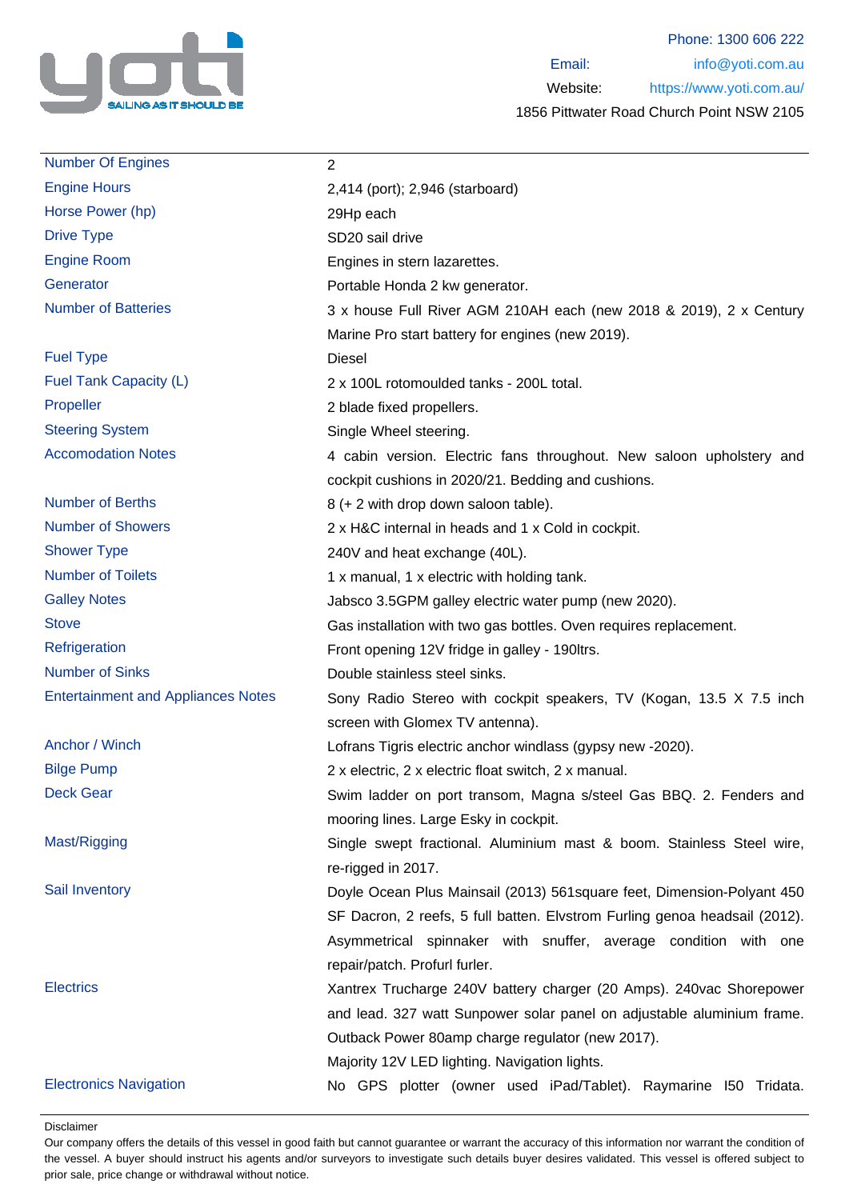Phone: 1300 606 222
Email: info@yoti.com.au
Website: https://www.yoti.com.au/
1856 Pittwater Road Church Point NSW 2105

| | |
|---|---|
| Number Of Engines | 2 |
| Engine Hours | 2,414 (port); 2,946 (starboard) |
| Horse Power (hp) | 29Hp each |
| Drive Type | SD20 sail drive |
| Engine Room | Engines in stern lazarettes. |
| Generator | Portable Honda 2 kw generator. |
| Number of Batteries | 3 x house Full River AGM 210AH each (new 2018 & 2019), 2 x Century Marine Pro start battery for engines (new 2019). |
| Fuel Type | Diesel |
| Fuel Tank Capacity (L) | 2 x 100L rotomoulded tanks - 200L total. |
| Propeller | 2 blade fixed propellers. |
| Steering System | Single Wheel steering. |
| Accomodation Notes | 4 cabin version. Electric fans throughout. New saloon upholstery and cockpit cushions in 2020/21. Bedding and cushions. |
| Number of Berths | 8 (+ 2 with drop down saloon table). |
| Number of Showers | 2 x H&C internal in heads and 1 x Cold in cockpit. |
| Shower Type | 240V and heat exchange (40L). |
| Number of Toilets | 1 x manual, 1 x electric with holding tank. |
| Galley Notes | Jabsco 3.5GPM galley electric water pump (new 2020). |
| Stove | Gas installation with two gas bottles. Oven requires replacement. |
| Refrigeration | Front opening 12V fridge in galley - 190ltrs. |
| Number of Sinks | Double stainless steel sinks. |
| Entertainment and Appliances Notes | Sony Radio Stereo with cockpit speakers, TV (Kogan, 13.5 X 7.5 inch screen with Glomex TV antenna). |
| Anchor / Winch | Lofrans Tigris electric anchor windlass (gypsy new -2020). |
| Bilge Pump | 2 x electric, 2 x electric float switch, 2 x manual. |
| Deck Gear | Swim ladder on port transom, Magna s/steel Gas BBQ. 2. Fenders and mooring lines. Large Esky in cockpit. |
| Mast/Rigging | Single swept fractional. Aluminium mast & boom. Stainless Steel wire, re-rigged in 2017. |
| Sail Inventory | Doyle Ocean Plus Mainsail (2013) 561square feet, Dimension-Polyant 450 SF Dacron, 2 reefs, 5 full batten. Elvstrom Furling genoa headsail (2012). Asymmetrical spinnaker with snuffer, average condition with one repair/patch. Profurl furler. |
| Electrics | Xantrex Trucharge 240V battery charger (20 Amps). 240vac Shorepower and lead. 327 watt Sunpower solar panel on adjustable aluminium frame. Outback Power 80amp charge regulator (new 2017). Majority 12V LED lighting. Navigation lights. |
| Electronics Navigation | No GPS plotter (owner used iPad/Tablet). Raymarine I50 Tridata. |

Disclaimer

Our company offers the details of this vessel in good faith but cannot guarantee or warrant the accuracy of this information nor warrant the condition of the vessel. A buyer should instruct his agents and/or surveyors to investigate such details buyer desires validated. This vessel is offered subject to prior sale, price change or withdrawal without notice.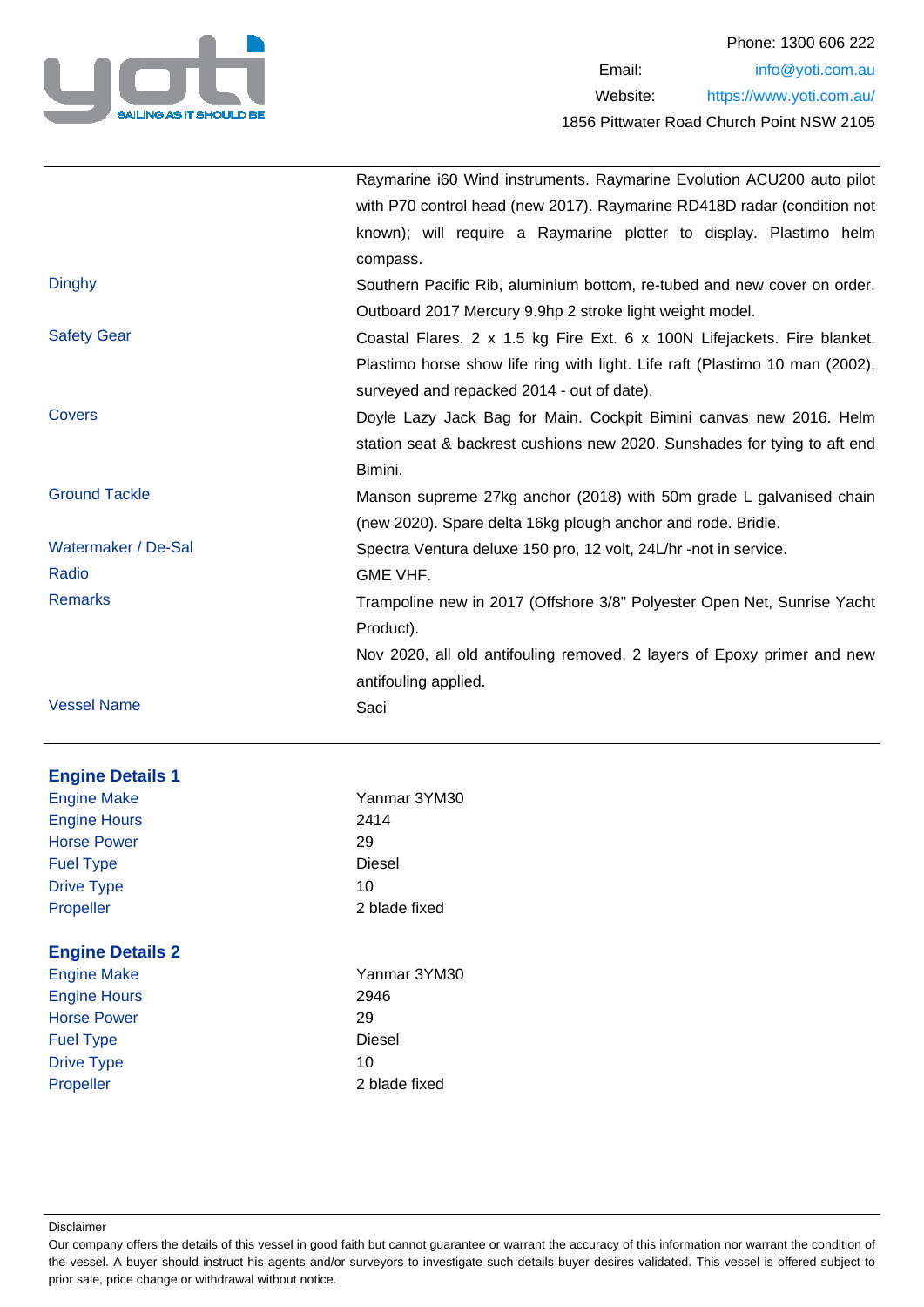| | |
|---|---|
| | Raymarine i60 Wind instruments. Raymarine Evolution ACU200 auto pilot with P70 control head (new 2017). Raymarine RD418D radar (condition not known); will require a Raymarine plotter to display. Plastimo helm compass. |
| Dinghy | Southern Pacific Rib, aluminium bottom, re-tubed and new cover on order. Outboard 2017 Mercury 9.9hp 2 stroke light weight model. |
| Safety Gear | Coastal Flares. 2 x 1.5 kg Fire Ext. 6 x 100N Lifejackets. Fire blanket. Plastimo horse show life ring with light. Life raft (Plastimo 10 man (2002), surveyed and repacked 2014 - out of date). |
| Covers | Doyle Lazy Jack Bag for Main. Cockpit Bimini canvas new 2016. Helm station seat & backrest cushions new 2020. Sunshades for tying to aft end Bimini. |
| Ground Tackle | Manson supreme 27kg anchor (2018) with 50m grade L galvanised chain (new 2020). Spare delta 16kg plough anchor and rode. Bridle. |
| Watermaker / De-Sal | Spectra Ventura deluxe 150 pro, 12 volt, 24L/hr -not in service. |
| Radio | GME VHF. |
| Remarks | Trampoline new in 2017 (Offshore 3/8" Polyester Open Net, Sunrise Yacht Product).<br>Nov 2020, all old antifouling removed, 2 layers of Epoxy primer and new antifouling applied. |
| Vessel Name | Saci |

## Engine Details 1

| | |
|---|---|
| Engine Make | Yanmar 3YM30 |
| Engine Hours | 2414 |
| Horse Power | 29 |
| Fuel Type | Diesel |
| Drive Type | 10 |
| Propeller | 2 blade fixed |

## Engine Details 2

| | |
|---|---|
| Engine Make | Yanmar 3YM30 |
| Engine Hours | 2946 |
| Horse Power | 29 |
| Fuel Type | Diesel |
| Drive Type | 10 |
| Propeller | 2 blade fixed |

Disclaimer

Our company offers the details of this vessel in good faith but cannot guarantee or warrant the accuracy of this information nor warrant the condition of the vessel. A buyer should instruct his agents and/or surveyors to investigate such details buyer desires validated. This vessel is offered subject to prior sale, price change or withdrawal without notice.